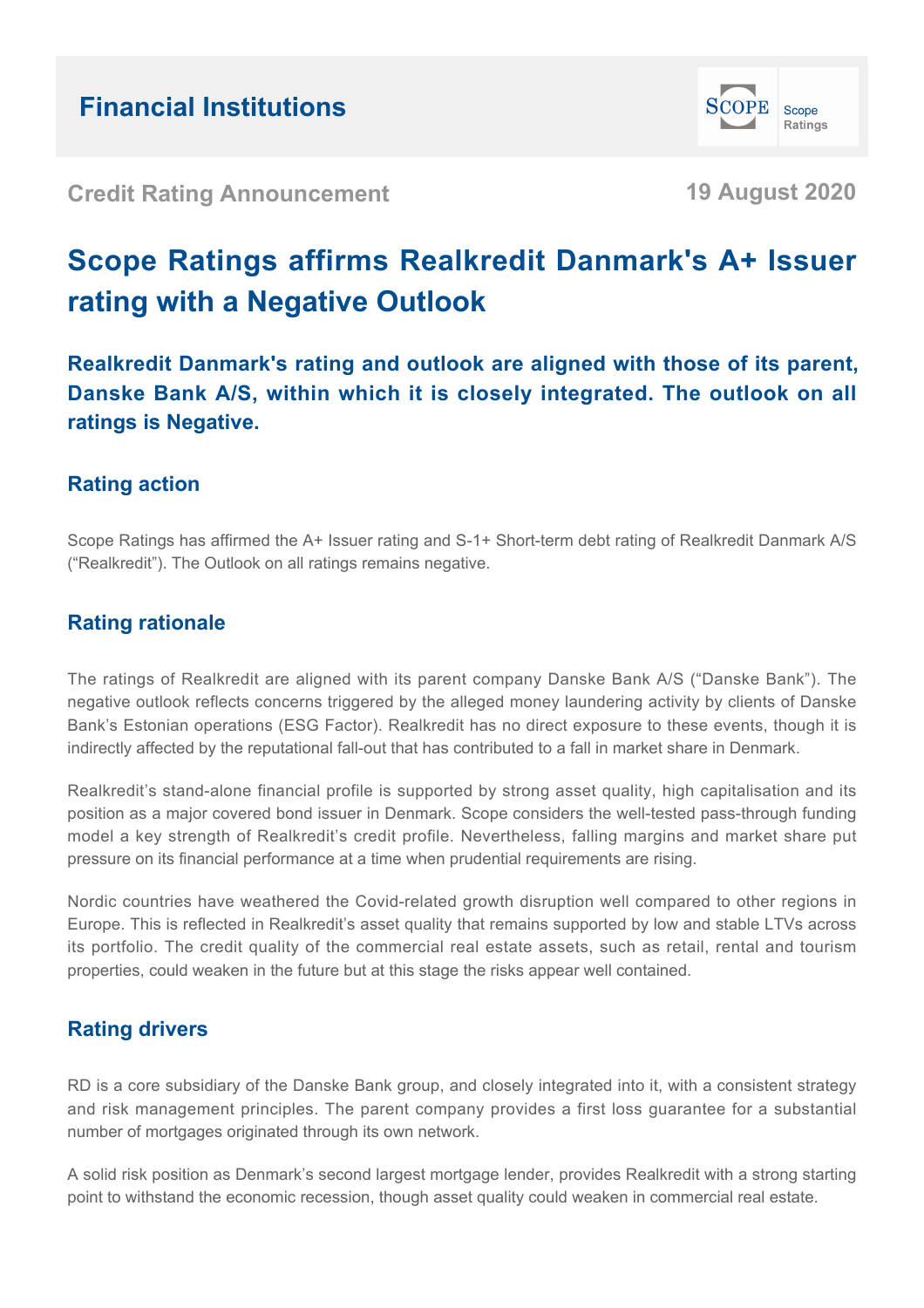## Financial Institutions

**Credit Rating Announcement**

**19 August 2020**

# Scope Ratings affirms Realkredit Danmark's A+ Issuer rating with a Negative Outlook

### Realkredit Danmark's rating and outlook are aligned with those of its parent, Danske Bank A/S, within which it is closely integrated. The outlook on all ratings is Negative.

## Rating action

Scope Ratings has affirmed the A+ Issuer rating and S-1+ Short-term debt rating of Realkredit Danmark A/S ("Realkredit"). The Outlook on all ratings remains negative.

## Rating rationale

The ratings of Realkredit are aligned with its parent company Danske Bank A/S ("Danske Bank"). The negative outlook reflects concerns triggered by the alleged money laundering activity by clients of Danske Bank's Estonian operations (ESG Factor). Realkredit has no direct exposure to these events, though it is indirectly affected by the reputational fall-out that has contributed to a fall in market share in Denmark.

Realkredit's stand-alone financial profile is supported by strong asset quality, high capitalisation and its position as a major covered bond issuer in Denmark. Scope considers the well-tested pass-through funding model a key strength of Realkredit's credit profile. Nevertheless, falling margins and market share put pressure on its financial performance at a time when prudential requirements are rising.

Nordic countries have weathered the Covid-related growth disruption well compared to other regions in Europe. This is reflected in Realkredit's asset quality that remains supported by low and stable LTVs across its portfolio. The credit quality of the commercial real estate assets, such as retail, rental and tourism properties, could weaken in the future but at this stage the risks appear well contained.

## Rating drivers

RD is a core subsidiary of the Danske Bank group, and closely integrated into it, with a consistent strategy and risk management principles. The parent company provides a first loss guarantee for a substantial number of mortgages originated through its own network.

A solid risk position as Denmark's second largest mortgage lender, provides Realkredit with a strong starting point to withstand the economic recession, though asset quality could weaken in commercial real estate.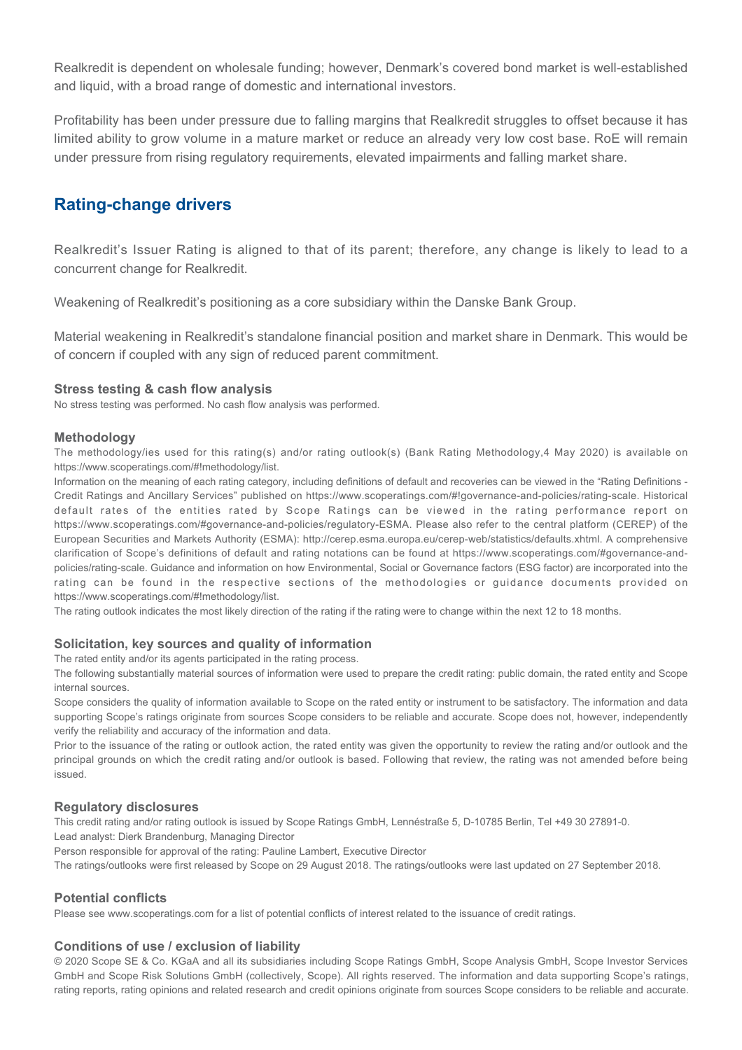Realkredit is dependent on wholesale funding; however, Denmark's covered bond market is well-established and liquid, with a broad range of domestic and international investors.

Profitability has been under pressure due to falling margins that Realkredit struggles to offset because it has limited ability to grow volume in a mature market or reduce an already very low cost base. RoE will remain under pressure from rising regulatory requirements, elevated impairments and falling market share.

## Rating-change drivers

Realkredit's Issuer Rating is aligned to that of its parent; therefore, any change is likely to lead to a concurrent change for Realkredit.

Weakening of Realkredit's positioning as a core subsidiary within the Danske Bank Group.

Material weakening in Realkredit's standalone financial position and market share in Denmark. This would be of concern if coupled with any sign of reduced parent commitment.

#### Stress testing & cash flow analysis

No stress testing was performed. No cash flow analysis was performed.

#### Methodology

The methodology/ies used for this rating(s) and/or rating outlook(s) (Bank Rating Methodology,4 May 2020) is available on https://www.scoperatings.com/#!methodology/list.

Information on the meaning of each rating category, including definitions of default and recoveries can be viewed in the "Rating Definitions - Credit Ratings and Ancillary Services" published on https://www.scoperatings.com/#!governance-and-policies/rating-scale. Historical default rates of the entities rated by Scope Ratings can be viewed in the rating performance report on https://www.scoperatings.com/#governance-and-policies/regulatory-ESMA. Please also refer to the central platform (CEREP) of the European Securities and Markets Authority (ESMA): http://cerep.esma.europa.eu/cerep-web/statistics/defaults.xhtml. A comprehensive clarification of Scope's definitions of default and rating notations can be found at https://www.scoperatings.com/#governance-and-policies/rating-scale. Guidance and information on how Environmental, Social or Governance factors (ESG factor) are incorporated into the rating can be found in the respective sections of the methodologies or guidance documents provided on https://www.scoperatings.com/#!methodology/list.

The rating outlook indicates the most likely direction of the rating if the rating were to change within the next 12 to 18 months.

#### Solicitation, key sources and quality of information

The rated entity and/or its agents participated in the rating process.

The following substantially material sources of information were used to prepare the credit rating: public domain, the rated entity and Scope internal sources.

Scope considers the quality of information available to Scope on the rated entity or instrument to be satisfactory. The information and data supporting Scope's ratings originate from sources Scope considers to be reliable and accurate. Scope does not, however, independently verify the reliability and accuracy of the information and data.

Prior to the issuance of the rating or outlook action, the rated entity was given the opportunity to review the rating and/or outlook and the principal grounds on which the credit rating and/or outlook is based. Following that review, the rating was not amended before being issued.

#### Regulatory disclosures

This credit rating and/or rating outlook is issued by Scope Ratings GmbH, Lennéstraße 5, D-10785 Berlin, Tel +49 30 27891-0.

Lead analyst: Dierk Brandenburg, Managing Director

Person responsible for approval of the rating: Pauline Lambert, Executive Director

The ratings/outlooks were first released by Scope on 29 August 2018. The ratings/outlooks were last updated on 27 September 2018.

#### Potential conflicts

Please see www.scoperatings.com for a list of potential conflicts of interest related to the issuance of credit ratings.

#### Conditions of use / exclusion of liability

© 2020 Scope SE & Co. KGaA and all its subsidiaries including Scope Ratings GmbH, Scope Analysis GmbH, Scope Investor Services GmbH and Scope Risk Solutions GmbH (collectively, Scope). All rights reserved. The information and data supporting Scope's ratings, rating reports, rating opinions and related research and credit opinions originate from sources Scope considers to be reliable and accurate.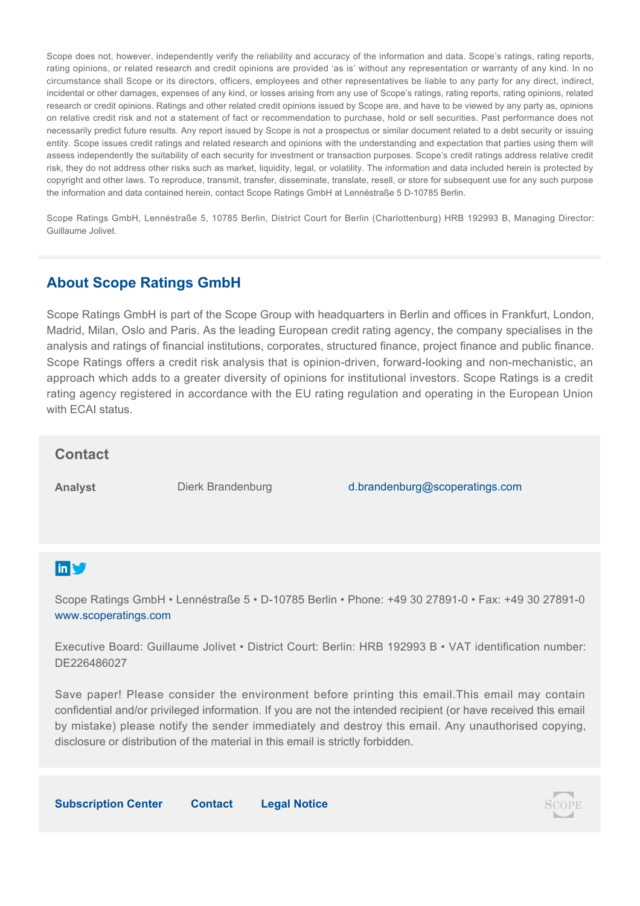Scope does not, however, independently verify the reliability and accuracy of the information and data. Scope's ratings, rating reports, rating opinions, or related research and credit opinions are provided 'as is' without any representation or warranty of any kind. In no circumstance shall Scope or its directors, officers, employees and other representatives be liable to any party for any direct, indirect, incidental or other damages, expenses of any kind, or losses arising from any use of Scope's ratings, rating reports, rating opinions, related research or credit opinions. Ratings and other related credit opinions issued by Scope are, and have to be viewed by any party as, opinions on relative credit risk and not a statement of fact or recommendation to purchase, hold or sell securities. Past performance does not necessarily predict future results. Any report issued by Scope is not a prospectus or similar document related to a debt security or issuing entity. Scope issues credit ratings and related research and opinions with the understanding and expectation that parties using them will assess independently the suitability of each security for investment or transaction purposes. Scope's credit ratings address relative credit risk, they do not address other risks such as market, liquidity, legal, or volatility. The information and data included herein is protected by copyright and other laws. To reproduce, transmit, transfer, disseminate, translate, resell, or store for subsequent use for any such purpose the information and data contained herein, contact Scope Ratings GmbH at Lennéstraße 5 D-10785 Berlin.

Scope Ratings GmbH, Lennéstraße 5, 10785 Berlin, District Court for Berlin (Charlottenburg) HRB 192993 B, Managing Director: Guillaume Jolivet.

## About Scope Ratings GmbH

Scope Ratings GmbH is part of the Scope Group with headquarters in Berlin and offices in Frankfurt, London, Madrid, Milan, Oslo and Paris. As the leading European credit rating agency, the company specialises in the analysis and ratings of financial institutions, corporates, structured finance, project finance and public finance. Scope Ratings offers a credit risk analysis that is opinion-driven, forward-looking and non-mechanistic, an approach which adds to a greater diversity of opinions for institutional investors. Scope Ratings is a credit rating agency registered in accordance with the EU rating regulation and operating in the European Union with ECAI status.

### Contact

| | | |
|---|---|---|
| **Analyst** | Dierk Brandenburg | d.brandenburg@scoperatings.com |

Scope Ratings GmbH • Lennéstraße 5 • D-10785 Berlin • Phone: +49 30 27891-0 • Fax: +49 30 27891-0
www.scoperatings.com

Executive Board: Guillaume Jolivet • District Court: Berlin: HRB 192993 B • VAT identification number: DE226486027

Save paper! Please consider the environment before printing this email.This email may contain confidential and/or privileged information. If you are not the intended recipient (or have received this email by mistake) please notify the sender immediately and destroy this email. Any unauthorised copying, disclosure or distribution of the material in this email is strictly forbidden.

**Subscription Center** **Contact** **Legal Notice**